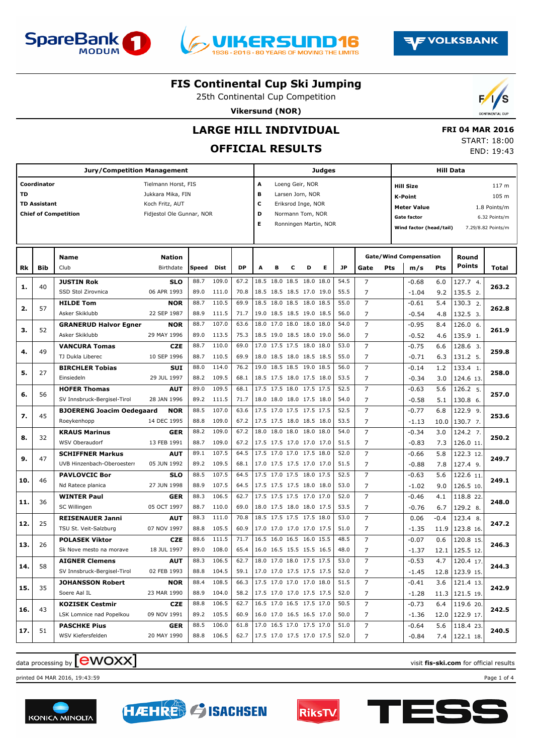# FIS Continental Cup Ski Jumping

25th Continental Cup Competition

**Vikersund (NOR)**

## LARGE HILL INDIVIDUAL

## OFFICIAL RESULTS

**FRI 04 MAR 2016**
START: 18:00
END: 19:43

| Jury/Competition Management | | Judges | | Hill Data | |
|---|---|---|---|---|---|
| **Coordinator** | Tielmann Horst, FIS | A | Loeng Geir, NOR | **Hill Size** | 117 m |
| **TD** | Jukkara Mika, FIN | B | Larsen Jorn, NOR | **K-Point** | 105 m |
| **TD Assistant** | Koch Fritz, AUT | C | Eriksrod Inge, NOR | **Meter Value** | 1.8 Points/m |
| **Chief of Competition** | Fidjestol Ole Gunnar, NOR | D | Normann Tom, NOR | **Gate factor** | 6.32 Points/m |
| | | E | Ronningen Martin, NOR | **Wind factor (head/tail)** | 7.29/8.82 Points/m |

| Rk | Bib | Name / Club | Nation / Birthdate | Speed | Dist | DP | A | B | C | D | E | JP | Gate | Pts | m/s | Pts | Round Points | Total |
|---|---|---|---|---|---|---|---|---|---|---|---|---|---|---|---|---|---|---|
| 1. | 40 | **JUSTIN Rok** | **SLO** | 88.7 | 109.0 | 67.2 | 18.5 | 18.0 | 18.5 | 18.0 | 18.0 | 54.5 | 7 | | -0.68 | 6.0 | 127.7 4. | 263.2 |
| | | SSD Stol Zirovnica | 06 APR 1993 | 89.0 | 111.0 | 70.8 | 18.5 | 18.5 | 18.5 | 17.0 | 19.0 | 55.5 | 7 | | -1.04 | 9.2 | 135.5 2. | |
| 2. | 57 | **HILDE Tom** | **NOR** | 88.7 | 110.5 | 69.9 | 18.5 | 18.0 | 18.5 | 18.0 | 18.5 | 55.0 | 7 | | -0.61 | 5.4 | 130.3 2. | 262.8 |
| | | Asker Skiklubb | 22 SEP 1987 | 88.9 | 111.5 | 71.7 | 19.0 | 18.5 | 18.5 | 19.0 | 18.5 | 56.0 | 7 | | -0.54 | 4.8 | 132.5 3. | |
| 3. | 52 | **GRANERUD Halvor Egner** | **NOR** | 88.7 | 107.0 | 63.6 | 18.0 | 17.0 | 18.0 | 18.0 | 18.0 | 54.0 | 7 | | -0.95 | 8.4 | 126.0 6. | 261.9 |
| | | Asker Skiklubb | 29 MAY 1996 | 89.0 | 113.5 | 75.3 | 18.5 | 19.0 | 18.5 | 18.0 | 19.0 | 56.0 | 7 | | -0.52 | 4.6 | 135.9 1. | |
| 4. | 49 | **VANCURA Tomas** | **CZE** | 88.7 | 110.0 | 69.0 | 17.0 | 17.5 | 17.5 | 18.0 | 18.0 | 53.0 | 7 | | -0.75 | 6.6 | 128.6 3. | 259.8 |
| | | TJ Dukla Liberec | 10 SEP 1996 | 88.7 | 110.5 | 69.9 | 18.0 | 18.5 | 18.0 | 18.5 | 18.5 | 55.0 | 7 | | -0.71 | 6.3 | 131.2 5. | |
| 5. | 27 | **BIRCHLER Tobias** | **SUI** | 88.0 | 114.0 | 76.2 | 19.0 | 18.5 | 18.5 | 19.0 | 18.5 | 56.0 | 7 | | -0.14 | 1.2 | 133.4 1. | 258.0 |
| | | Einsiedeln | 29 JUL 1997 | 88.2 | 109.5 | 68.1 | 18.5 | 17.5 | 18.0 | 17.5 | 18.0 | 53.5 | 7 | | -0.34 | 3.0 | 124.6 13. | |
| 6. | 56 | **HOFER Thomas** | **AUT** | 89.0 | 109.5 | 68.1 | 17.5 | 17.5 | 18.0 | 17.5 | 17.5 | 52.5 | 7 | | -0.63 | 5.6 | 126.2 5. | 257.0 |
| | | SV Innsbruck-Bergisel-Tirol | 28 JAN 1996 | 89.2 | 111.5 | 71.7 | 18.0 | 18.0 | 18.0 | 17.5 | 18.0 | 54.0 | 7 | | -0.58 | 5.1 | 130.8 6. | |
| 7. | 45 | **BJOERENG Joacim Oedegaard** | **NOR** | 88.5 | 107.0 | 63.6 | 17.5 | 17.0 | 17.5 | 17.5 | 17.5 | 52.5 | 7 | | -0.77 | 6.8 | 122.9 9. | 253.6 |
| | | Roeykenhopp | 14 DEC 1995 | 88.8 | 109.0 | 67.2 | 17.5 | 17.5 | 18.0 | 18.5 | 18.0 | 53.5 | 7 | | -1.13 | 10.0 | 130.7 7. | |
| 8. | 32 | **KRAUS Marinus** | **GER** | 88.2 | 109.0 | 67.2 | 18.0 | 18.0 | 18.0 | 18.0 | 18.0 | 54.0 | 7 | | -0.34 | 3.0 | 124.2 7. | 250.2 |
| | | WSV Oberaudorf | 13 FEB 1991 | 88.7 | 109.0 | 67.2 | 17.5 | 17.5 | 17.0 | 17.0 | 17.0 | 51.5 | 7 | | -0.83 | 7.3 | 126.0 11. | |
| 9. | 47 | **SCHIFFNER Markus** | **AUT** | 89.1 | 107.5 | 64.5 | 17.5 | 17.0 | 17.0 | 17.5 | 18.0 | 52.0 | 7 | | -0.66 | 5.8 | 122.3 12. | 249.7 |
| | | UVB Hinzenbach-Oberoesterr | 05 JUN 1992 | 89.2 | 109.5 | 68.1 | 17.0 | 17.5 | 17.5 | 17.0 | 17.0 | 51.5 | 7 | | -0.88 | 7.8 | 127.4 9. | |
| 10. | 46 | **PAVLOVCIC Bor** | **SLO** | 88.5 | 107.5 | 64.5 | 17.5 | 17.0 | 17.5 | 18.0 | 17.5 | 52.5 | 7 | | -0.63 | 5.6 | 122.6 11. | 249.1 |
| | | Nd Ratece planica | 27 JUN 1998 | 88.9 | 107.5 | 64.5 | 17.5 | 17.5 | 17.5 | 18.0 | 18.0 | 53.0 | 7 | | -1.02 | 9.0 | 126.5 10. | |
| 11. | 36 | **WINTER Paul** | **GER** | 88.3 | 106.5 | 62.7 | 17.5 | 17.5 | 17.5 | 17.0 | 17.0 | 52.0 | 7 | | -0.46 | 4.1 | 118.8 22. | 248.0 |
| | | SC Willingen | 05 OCT 1997 | 88.7 | 110.0 | 69.0 | 18.0 | 17.5 | 18.0 | 18.0 | 17.5 | 53.5 | 7 | | -0.76 | 6.7 | 129.2 8. | |
| 12. | 25 | **REISENAUER Janni** | **AUT** | 88.3 | 111.0 | 70.8 | 18.5 | 17.5 | 17.5 | 17.5 | 18.0 | 53.0 | 7 | | 0.06 | -0.4 | 123.4 8. | 247.2 |
| | | TSU St. Veit-Salzburg | 07 NOV 1997 | 88.8 | 105.5 | 60.9 | 17.0 | 17.0 | 17.0 | 17.0 | 17.5 | 51.0 | 7 | | -1.35 | 11.9 | 123.8 16. | |
| 13. | 26 | **POLASEK Viktor** | **CZE** | 88.6 | 111.5 | 71.7 | 16.5 | 16.0 | 16.5 | 16.0 | 15.5 | 48.5 | 7 | | -0.07 | 0.6 | 120.8 15. | 246.3 |
| | | Sk Nove mesto na morave | 18 JUL 1997 | 89.0 | 108.0 | 65.4 | 16.0 | 16.5 | 15.5 | 15.5 | 16.5 | 48.0 | 7 | | -1.37 | 12.1 | 125.5 12. | |
| 14. | 58 | **AIGNER Clemens** | **AUT** | 88.3 | 106.5 | 62.7 | 18.0 | 17.0 | 18.0 | 17.5 | 17.5 | 53.0 | 7 | | -0.53 | 4.7 | 120.4 17. | 244.3 |
| | | SV Innsbruck-Bergisel-Tirol | 02 FEB 1993 | 88.8 | 104.5 | 59.1 | 17.0 | 17.0 | 17.5 | 17.5 | 17.5 | 52.0 | 7 | | -1.45 | 12.8 | 123.9 15. | |
| 15. | 35 | **JOHANSSON Robert** | **NOR** | 88.4 | 108.5 | 66.3 | 17.5 | 17.0 | 17.0 | 17.0 | 18.0 | 51.5 | 7 | | -0.41 | 3.6 | 121.4 13. | 242.9 |
| | | Soere Aal IL | 23 MAR 1990 | 88.9 | 104.0 | 58.2 | 17.5 | 17.0 | 17.0 | 17.5 | 17.5 | 52.0 | 7 | | -1.28 | 11.3 | 121.5 19. | |
| 16. | 43 | **KOZISEK Cestmir** | **CZE** | 88.8 | 106.5 | 62.7 | 16.5 | 17.0 | 16.5 | 17.5 | 17.0 | 50.5 | 7 | | -0.73 | 6.4 | 119.6 20. | 242.5 |
| | | LSK Lomnice nad Popelkou | 09 NOV 1991 | 89.2 | 105.5 | 60.9 | 16.0 | 17.0 | 16.5 | 16.5 | 17.0 | 50.0 | 7 | | -1.36 | 12.0 | 122.9 17. | |
| 17. | 51 | **PASCHKE Pius** | **GER** | 88.5 | 106.0 | 61.8 | 17.0 | 16.5 | 17.0 | 17.5 | 17.0 | 51.0 | 7 | | -0.64 | 5.6 | 118.4 23. | 240.5 |
| | | WSV Kiefersfelden | 20 MAY 1990 | 88.8 | 106.5 | 62.7 | 17.5 | 17.0 | 17.5 | 17.0 | 17.5 | 52.0 | 7 | | -0.84 | 7.4 | 122.1 18. | |

data processing by ewoxx

visit fis-ski.com for official results

printed 04 MAR 2016, 19:43:59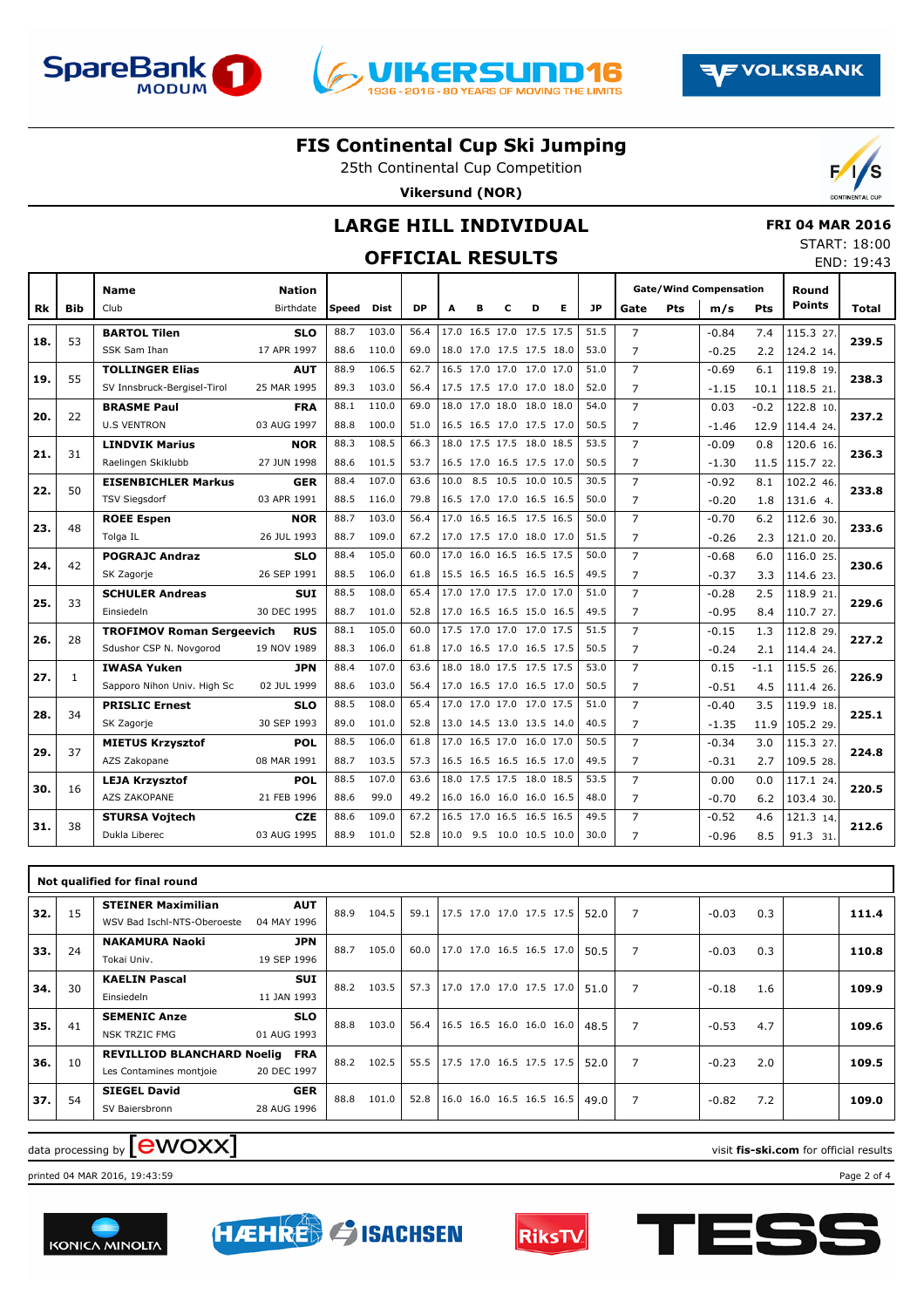# FIS Continental Cup Ski Jumping

25th Continental Cup Competition

**Vikersund (NOR)**

## LARGE HILL INDIVIDUAL

## OFFICIAL RESULTS

**FRI 04 MAR 2016**
START: 18:00
END: 19:43

| Rk | Bib | Name / Club | Nation / Birthdate | Speed | Dist | DP | A | B | C | D | E | JP | Gate | Pts | m/s | Pts | Round Points | Total |
|---|---|---|---|---|---|---|---|---|---|---|---|---|---|---|---|---|---|---|
| 18. | 53 | **BARTOL Tilen** | **SLO** | 88.7 | 103.0 | 56.4 | 17.0 | 16.5 | 17.0 | 17.5 | 17.5 | 51.5 | 7 | | -0.84 | 7.4 | 115.3 27. | **239.5** |
| | | SSK Sam Ihan | 17 APR 1997 | 88.6 | 110.0 | 69.0 | 18.0 | 17.0 | 17.5 | 17.5 | 18.0 | 53.0 | 7 | | -0.25 | 2.2 | 124.2 14. | |
| 19. | 55 | **TOLLINGER Elias** | **AUT** | 88.9 | 106.5 | 62.7 | 16.5 | 17.0 | 17.0 | 17.0 | 17.0 | 51.0 | 7 | | -0.69 | 6.1 | 119.8 19. | **238.3** |
| | | SV Innsbruck-Bergisel-Tirol | 25 MAR 1995 | 89.3 | 103.0 | 56.4 | 17.5 | 17.5 | 17.0 | 17.0 | 18.0 | 52.0 | 7 | | -1.15 | 10.1 | 118.5 21. | |
| 20. | 22 | **BRASME Paul** | **FRA** | 88.1 | 110.0 | 69.0 | 18.0 | 17.0 | 18.0 | 18.0 | 18.0 | 54.0 | 7 | | 0.03 | -0.2 | 122.8 10. | **237.2** |
| | | U.S VENTRON | 03 AUG 1997 | 88.8 | 100.0 | 51.0 | 16.5 | 16.5 | 17.0 | 17.5 | 17.0 | 50.5 | 7 | | -1.46 | 12.9 | 114.4 24. | |
| 21. | 31 | **LINDVIK Marius** | **NOR** | 88.3 | 108.5 | 66.3 | 18.0 | 17.5 | 17.5 | 18.0 | 18.5 | 53.5 | 7 | | -0.09 | 0.8 | 120.6 16. | **236.3** |
| | | Raelingen Skiklubb | 27 JUN 1998 | 88.6 | 101.5 | 53.7 | 16.5 | 17.0 | 16.5 | 17.5 | 17.0 | 50.5 | 7 | | -1.30 | 11.5 | 115.7 22. | |
| 22. | 50 | **EISENBICHLER Markus** | **GER** | 88.4 | 107.0 | 63.6 | 10.0 | 8.5 | 10.5 | 10.0 | 10.5 | 30.5 | 7 | | -0.92 | 8.1 | 102.2 46. | **233.8** |
| | | TSV Siegsdorf | 03 APR 1991 | 88.5 | 116.0 | 79.8 | 16.5 | 17.0 | 17.0 | 16.5 | 16.5 | 50.0 | 7 | | -0.20 | 1.8 | 131.6 4. | |
| 23. | 48 | **ROEE Espen** | **NOR** | 88.7 | 103.0 | 56.4 | 17.0 | 16.5 | 16.5 | 17.5 | 16.5 | 50.0 | 7 | | -0.70 | 6.2 | 112.6 30. | **233.6** |
| | | Tolga IL | 26 JUL 1993 | 88.7 | 109.0 | 67.2 | 17.0 | 17.5 | 17.0 | 18.0 | 17.0 | 51.5 | 7 | | -0.26 | 2.3 | 121.0 20. | |
| 24. | 42 | **POGRAJC Andraz** | **SLO** | 88.4 | 105.0 | 60.0 | 17.0 | 16.0 | 16.5 | 16.5 | 17.5 | 50.0 | 7 | | -0.68 | 6.0 | 116.0 25. | **230.6** |
| | | SK Zagorje | 26 SEP 1991 | 88.5 | 106.0 | 61.8 | 15.5 | 16.5 | 16.5 | 16.5 | 16.5 | 49.5 | 7 | | -0.37 | 3.3 | 114.6 23. | |
| 25. | 33 | **SCHULER Andreas** | **SUI** | 88.5 | 108.0 | 65.4 | 17.0 | 17.0 | 17.5 | 17.0 | 17.0 | 51.0 | 7 | | -0.28 | 2.5 | 118.9 21. | **229.6** |
| | | Einsiedeln | 30 DEC 1995 | 88.7 | 101.0 | 52.8 | 17.0 | 16.5 | 16.5 | 15.0 | 16.5 | 49.5 | 7 | | -0.95 | 8.4 | 110.7 27. | |
| 26. | 28 | **TROFIMOV Roman Sergeevich** | **RUS** | 88.1 | 105.0 | 60.0 | 17.5 | 17.0 | 17.0 | 17.0 | 17.5 | 51.5 | 7 | | -0.15 | 1.3 | 112.8 29. | **227.2** |
| | | Sdushor CSP N. Novgorod | 19 NOV 1989 | 88.3 | 106.0 | 61.8 | 17.0 | 16.5 | 17.0 | 16.5 | 17.5 | 50.5 | 7 | | -0.24 | 2.1 | 114.4 24. | |
| 27. | 1 | **IWASA Yuken** | **JPN** | 88.4 | 107.0 | 63.6 | 18.0 | 18.0 | 17.5 | 17.5 | 17.5 | 53.0 | 7 | | 0.15 | -1.1 | 115.5 26. | **226.9** |
| | | Sapporo Nihon Univ. High Sc | 02 JUL 1999 | 88.6 | 103.0 | 56.4 | 17.0 | 16.5 | 17.0 | 16.5 | 17.0 | 50.5 | 7 | | -0.51 | 4.5 | 111.4 26. | |
| 28. | 34 | **PRISLIC Ernest** | **SLO** | 88.5 | 108.0 | 65.4 | 17.0 | 17.0 | 17.0 | 17.0 | 17.5 | 51.0 | 7 | | -0.40 | 3.5 | 119.9 18. | **225.1** |
| | | SK Zagorje | 30 SEP 1993 | 89.0 | 101.0 | 52.8 | 13.0 | 14.5 | 13.0 | 13.5 | 14.0 | 40.5 | 7 | | -1.35 | 11.9 | 105.2 29. | |
| 29. | 37 | **MIETUS Krzysztof** | **POL** | 88.5 | 106.0 | 61.8 | 17.0 | 16.5 | 17.0 | 16.0 | 17.0 | 50.5 | 7 | | -0.34 | 3.0 | 115.3 27. | **224.8** |
| | | AZS Zakopane | 08 MAR 1991 | 88.7 | 103.5 | 57.3 | 16.5 | 16.5 | 16.5 | 16.5 | 17.0 | 49.5 | 7 | | -0.31 | 2.7 | 109.5 28. | |
| 30. | 16 | **LEJA Krzysztof** | **POL** | 88.5 | 107.0 | 63.6 | 18.0 | 17.5 | 17.5 | 18.0 | 18.5 | 53.5 | 7 | | 0.00 | 0.0 | 117.1 24. | **220.5** |
| | | AZS ZAKOPANE | 21 FEB 1996 | 88.6 | 99.0 | 49.2 | 16.0 | 16.0 | 16.0 | 16.0 | 16.5 | 48.0 | 7 | | -0.70 | 6.2 | 103.4 30. | |
| 31. | 38 | **STURSA Vojtech** | **CZE** | 88.6 | 109.0 | 67.2 | 16.5 | 17.0 | 16.5 | 16.5 | 16.5 | 49.5 | 7 | | -0.52 | 4.6 | 121.3 14. | **212.6** |
| | | Dukla Liberec | 03 AUG 1995 | 88.9 | 101.0 | 52.8 | 10.0 | 9.5 | 10.0 | 10.5 | 10.0 | 30.0 | 7 | | -0.96 | 8.5 | 91.3 31. | |

**Not qualified for final round**

| Rk | Bib | Name / Club | Nation / Birthdate | Speed | Dist | DP | A | B | C | D | E | JP | Gate | Pts | m/s | Pts | Round Points | Total |
|---|---|---|---|---|---|---|---|---|---|---|---|---|---|---|---|---|---|---|
| 32. | 15 | **STEINER Maximilian** WSV Bad Ischl-NTS-Oberoeste | **AUT** 04 MAY 1996 | 88.9 | 104.5 | 59.1 | 17.5 | 17.0 | 17.0 | 17.5 | 17.5 | 52.0 | 7 | | -0.03 | 0.3 | | **111.4** |
| 33. | 24 | **NAKAMURA Naoki** Tokai Univ. | **JPN** 19 SEP 1996 | 88.7 | 105.0 | 60.0 | 17.0 | 17.0 | 16.5 | 16.5 | 17.0 | 50.5 | 7 | | -0.03 | 0.3 | | **110.8** |
| 34. | 30 | **KAELIN Pascal** Einsiedeln | **SUI** 11 JAN 1993 | 88.2 | 103.5 | 57.3 | 17.0 | 17.0 | 17.0 | 17.5 | 17.0 | 51.0 | 7 | | -0.18 | 1.6 | | **109.9** |
| 35. | 41 | **SEMENIC Anze** NSK TRZIC FMG | **SLO** 01 AUG 1993 | 88.8 | 103.0 | 56.4 | 16.5 | 16.5 | 16.0 | 16.0 | 16.0 | 48.5 | 7 | | -0.53 | 4.7 | | **109.6** |
| 36. | 10 | **REVILLIOD BLANCHARD Noelig** Les Contamines montjoie | **FRA** 20 DEC 1997 | 88.2 | 102.5 | 55.5 | 17.5 | 17.0 | 16.5 | 17.5 | 17.5 | 52.0 | 7 | | -0.23 | 2.0 | | **109.5** |
| 37. | 54 | **SIEGEL David** SV Baiersbronn | **GER** 28 AUG 1996 | 88.8 | 101.0 | 52.8 | 16.0 | 16.0 | 16.5 | 16.5 | 16.5 | 49.0 | 7 | | -0.82 | 7.2 | | **109.0** |

data processing by ewoxx — visit **fis-ski.com** for official results

printed 04 MAR 2016, 19:43:59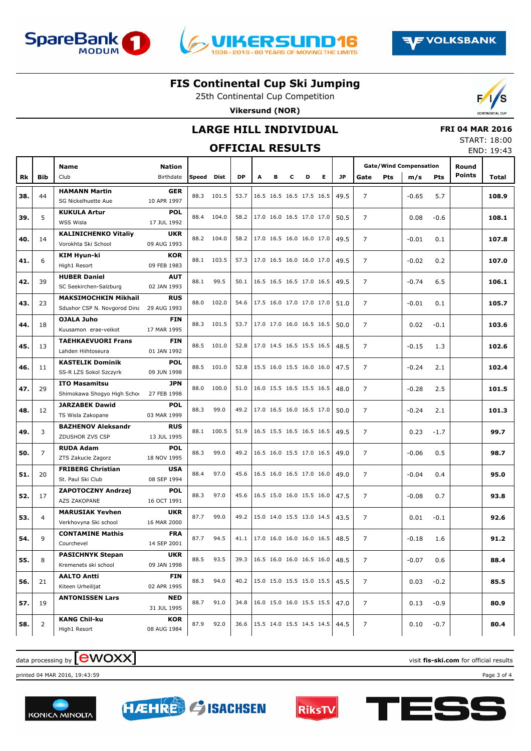# FIS Continental Cup Ski Jumping

25th Continental Cup Competition

**Vikersund (NOR)**

## LARGE HILL INDIVIDUAL

## OFFICIAL RESULTS

**FRI 04 MAR 2016**
START: 18:00
END: 19:43

| Rk | Bib | Name / Club | Nation / Birthdate | Speed | Dist | DP | A | B | C | D | E | JP | Gate | Gate Pts | Wind m/s | Wind Pts | Round Points | Total |
|---|---|---|---|---|---|---|---|---|---|---|---|---|---|---|---|---|---|---|
| **38.** | 44 | **HAMANN Martin** SG Nickelhuette Aue | **GER** 10 APR 1997 | 88.3 | 101.5 | 53.7 | 16.5 | 16.5 | 16.5 | 17.5 | 16.5 | 49.5 | 7 | | -0.65 | 5.7 | | **108.9** |
| **39.** | 5 | **KUKULA Artur** WSS Wisla | **POL** 17 JUL 1992 | 88.4 | 104.0 | 58.2 | 17.0 | 16.0 | 16.5 | 17.0 | 17.0 | 50.5 | 7 | | 0.08 | -0.6 | | **108.1** |
| **40.** | 14 | **KALINICHENKO Vitaliy** Vorokhta Ski School | **UKR** 09 AUG 1993 | 88.2 | 104.0 | 58.2 | 17.0 | 16.5 | 16.0 | 16.0 | 17.0 | 49.5 | 7 | | -0.01 | 0.1 | | **107.8** |
| **41.** | 6 | **KIM Hyun-ki** High1 Resort | **KOR** 09 FEB 1983 | 88.1 | 103.5 | 57.3 | 17.0 | 16.5 | 16.0 | 16.0 | 17.0 | 49.5 | 7 | | -0.02 | 0.2 | | **107.0** |
| **42.** | 39 | **HUBER Daniel** SC Seekirchen-Salzburg | **AUT** 02 JAN 1993 | 88.1 | 99.5 | 50.1 | 16.5 | 16.5 | 16.5 | 17.0 | 16.5 | 49.5 | 7 | | -0.74 | 6.5 | | **106.1** |
| **43.** | 23 | **MAKSIMOCHKIN Mikhail** Sdushor CSP N. Novgorod Dina | **RUS** 29 AUG 1993 | 88.0 | 102.0 | 54.6 | 17.5 | 16.0 | 17.0 | 17.0 | 17.0 | 51.0 | 7 | | -0.01 | 0.1 | | **105.7** |
| **44.** | 18 | **OJALA Juho** Kuusamon erae-veikot | **FIN** 17 MAR 1995 | 88.3 | 101.5 | 53.7 | 17.0 | 17.0 | 16.0 | 16.5 | 16.5 | 50.0 | 7 | | 0.02 | -0.1 | | **103.6** |
| **45.** | 13 | **TAEHKAEVUORI Frans** Lahden Hiihtoseura | **FIN** 01 JAN 1992 | 88.5 | 101.0 | 52.8 | 17.0 | 14.5 | 16.5 | 15.5 | 16.5 | 48.5 | 7 | | -0.15 | 1.3 | | **102.6** |
| **46.** | 11 | **KASTELIK Dominik** SS-R LZS Sokol Szczyrk | **POL** 09 JUN 1998 | 88.5 | 101.0 | 52.8 | 15.5 | 16.0 | 15.5 | 16.0 | 16.0 | 47.5 | 7 | | -0.24 | 2.1 | | **102.4** |
| **47.** | 29 | **ITO Masamitsu** Shimokawa Shogyo High Schoo | **JPN** 27 FEB 1998 | 88.0 | 100.0 | 51.0 | 16.0 | 15.5 | 16.5 | 15.5 | 16.5 | 48.0 | 7 | | -0.28 | 2.5 | | **101.5** |
| **48.** | 12 | **JARZABEK Dawid** TS Wisla Zakopane | **POL** 03 MAR 1999 | 88.3 | 99.0 | 49.2 | 17.0 | 16.5 | 16.0 | 16.5 | 17.0 | 50.0 | 7 | | -0.24 | 2.1 | | **101.3** |
| **49.** | 3 | **BAZHENOV Aleksandr** ZDUSHOR ZVS CSP | **RUS** 13 JUL 1995 | 88.1 | 100.5 | 51.9 | 16.5 | 15.5 | 16.5 | 16.5 | 16.5 | 49.5 | 7 | | 0.23 | -1.7 | | **99.7** |
| **50.** | 7 | **RUDA Adam** ZTS Zakucie Zagorz | **POL** 18 NOV 1995 | 88.3 | 99.0 | 49.2 | 16.5 | 16.0 | 15.5 | 17.0 | 16.5 | 49.0 | 7 | | -0.06 | 0.5 | | **98.7** |
| **51.** | 20 | **FRIBERG Christian** St. Paul Ski Club | **USA** 08 SEP 1994 | 88.4 | 97.0 | 45.6 | 16.5 | 16.0 | 16.5 | 17.0 | 16.0 | 49.0 | 7 | | -0.04 | 0.4 | | **95.0** |
| **52.** | 17 | **ZAPOTOCZNY Andrzej** AZS ZAKOPANE | **POL** 16 OCT 1991 | 88.3 | 97.0 | 45.6 | 16.5 | 15.0 | 16.0 | 15.5 | 16.0 | 47.5 | 7 | | -0.08 | 0.7 | | **93.8** |
| **53.** | 4 | **MARUSIAK Yevhen** Verkhovyna Ski school | **UKR** 16 MAR 2000 | 87.7 | 99.0 | 49.2 | 15.0 | 14.0 | 15.5 | 13.0 | 14.5 | 43.5 | 7 | | 0.01 | -0.1 | | **92.6** |
| **54.** | 9 | **CONTAMINE Mathis** Courchevel | **FRA** 14 SEP 2001 | 87.7 | 94.5 | 41.1 | 17.0 | 16.0 | 16.0 | 16.0 | 16.5 | 48.5 | 7 | | -0.18 | 1.6 | | **91.2** |
| **55.** | 8 | **PASICHNYK Stepan** Kremenets ski school | **UKR** 09 JAN 1998 | 88.5 | 93.5 | 39.3 | 16.5 | 16.0 | 16.0 | 16.5 | 16.0 | 48.5 | 7 | | -0.07 | 0.6 | | **88.4** |
| **56.** | 21 | **AALTO Antti** Kiteen Urheilijat | **FIN** 02 APR 1995 | 88.3 | 94.0 | 40.2 | 15.0 | 15.0 | 15.5 | 15.0 | 15.5 | 45.5 | 7 | | 0.03 | -0.2 | | **85.5** |
| **57.** | 19 | **ANTONISSEN Lars** | **NED** 31 JUL 1995 | 88.7 | 91.0 | 34.8 | 16.0 | 15.0 | 16.0 | 15.5 | 15.5 | 47.0 | 7 | | 0.13 | -0.9 | | **80.9** |
| **58.** | 2 | **KANG Chil-ku** High1 Resort | **KOR** 08 AUG 1984 | 87.9 | 92.0 | 36.6 | 15.5 | 14.0 | 15.5 | 14.5 | 14.5 | 44.5 | 7 | | 0.10 | -0.7 | | **80.4** |

data processing by ewoxx — visit **fis-ski.com** for official results

printed 04 MAR 2016, 19:43:59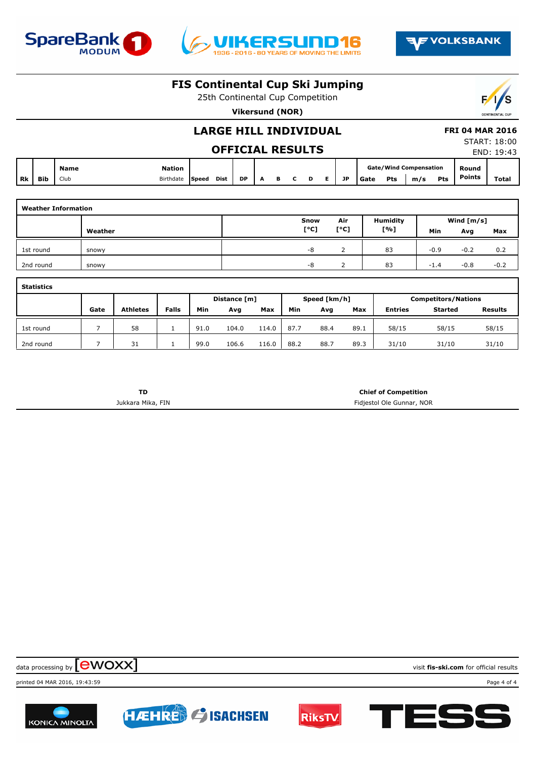# FIS Continental Cup Ski Jumping

25th Continental Cup Competition

**Vikersund (NOR)**

## LARGE HILL INDIVIDUAL

## OFFICIAL RESULTS

**FRI 04 MAR 2016**
START: 18:00
END: 19:43

| Rk | Bib | Name / Club | Nation / Birthdate | Speed | Dist | DP | A | B | C | D | E | JP | Gate | Pts | m/s | Pts | Round Points | Total |
|---|---|---|---|---|---|---|---|---|---|---|---|---|---|---|---|---|---|---|

### Weather Information

| | Weather | Snow [°C] | Air [°C] | Humidity [%] | Wind [m/s] Min | Avg | Max |
|---|---|---|---|---|---|---|---|
| 1st round | snowy | -8 | 2 | 83 | -0.9 | -0.2 | 0.2 |
| 2nd round | snowy | -8 | 2 | 83 | -1.4 | -0.8 | -0.2 |

### Statistics

| | Gate | Athletes | Falls | Distance [m] Min | Avg | Max | Speed [km/h] Min | Avg | Max | Competitors/Nations Entries | Started | Results |
|---|---|---|---|---|---|---|---|---|---|---|---|---|
| 1st round | 7 | 58 | 1 | 91.0 | 104.0 | 114.0 | 87.7 | 88.4 | 89.1 | 58/15 | 58/15 | 58/15 |
| 2nd round | 7 | 31 | 1 | 99.0 | 106.6 | 116.0 | 88.2 | 88.7 | 89.3 | 31/10 | 31/10 | 31/10 |

**TD**
Jukkara Mika, FIN

**Chief of Competition**
Fidjestol Ole Gunnar, NOR

data processing by ewoxx

visit **fis-ski.com** for official results

printed 04 MAR 2016, 19:43:59